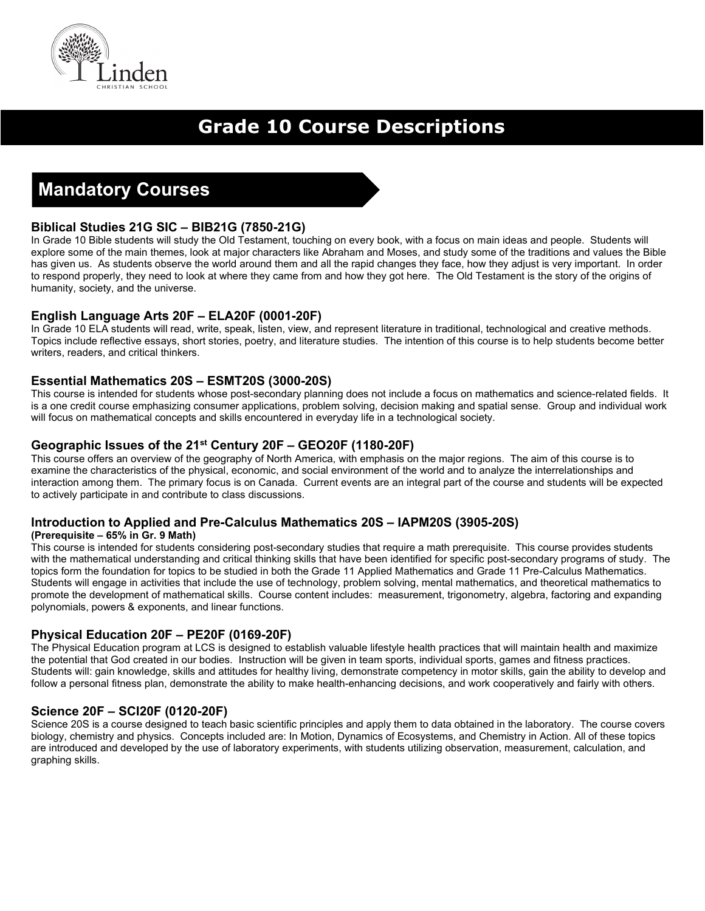Linden Christian School

# Grade 10 Course Descriptions

## Mandatory Courses

### Biblical Studies 21G SIC – BIB21G (7850-21G)

In Grade 10 Bible students will study the Old Testament, touching on every book, with a focus on main ideas and people. Students will explore some of the main themes, look at major characters like Abraham and Moses, and study some of the traditions and values the Bible has given us. As students observe the world around them and all the rapid changes they face, how they adjust is very important. In order to respond properly, they need to look at where they came from and how they got here. The Old Testament is the story of the origins of humanity, society, and the universe.

### English Language Arts 20F – ELA20F (0001-20F)

In Grade 10 ELA students will read, write, speak, listen, view, and represent literature in traditional, technological and creative methods. Topics include reflective essays, short stories, poetry, and literature studies. The intention of this course is to help students become better writers, readers, and critical thinkers.

### Essential Mathematics 20S – ESMT20S (3000-20S)

This course is intended for students whose post-secondary planning does not include a focus on mathematics and science-related fields. It is a one credit course emphasizing consumer applications, problem solving, decision making and spatial sense. Group and individual work will focus on mathematical concepts and skills encountered in everyday life in a technological society.

### Geographic Issues of the 21st Century 20F – GEO20F (1180-20F)

This course offers an overview of the geography of North America, with emphasis on the major regions. The aim of this course is to examine the characteristics of the physical, economic, and social environment of the world and to analyze the interrelationships and interaction among them. The primary focus is on Canada. Current events are an integral part of the course and students will be expected to actively participate in and contribute to class discussions.

### Introduction to Applied and Pre-Calculus Mathematics 20S – IAPM20S (3905-20S)

**(Prerequisite – 65% in Gr. 9 Math)**

This course is intended for students considering post-secondary studies that require a math prerequisite. This course provides students with the mathematical understanding and critical thinking skills that have been identified for specific post-secondary programs of study. The topics form the foundation for topics to be studied in both the Grade 11 Applied Mathematics and Grade 11 Pre-Calculus Mathematics. Students will engage in activities that include the use of technology, problem solving, mental mathematics, and theoretical mathematics to promote the development of mathematical skills. Course content includes: measurement, trigonometry, algebra, factoring and expanding polynomials, powers & exponents, and linear functions.

### Physical Education 20F – PE20F (0169-20F)

The Physical Education program at LCS is designed to establish valuable lifestyle health practices that will maintain health and maximize the potential that God created in our bodies. Instruction will be given in team sports, individual sports, games and fitness practices. Students will: gain knowledge, skills and attitudes for healthy living, demonstrate competency in motor skills, gain the ability to develop and follow a personal fitness plan, demonstrate the ability to make health-enhancing decisions, and work cooperatively and fairly with others.

### Science 20F – SCI20F (0120-20F)

Science 20S is a course designed to teach basic scientific principles and apply them to data obtained in the laboratory. The course covers biology, chemistry and physics. Concepts included are: In Motion, Dynamics of Ecosystems, and Chemistry in Action. All of these topics are introduced and developed by the use of laboratory experiments, with students utilizing observation, measurement, calculation, and graphing skills.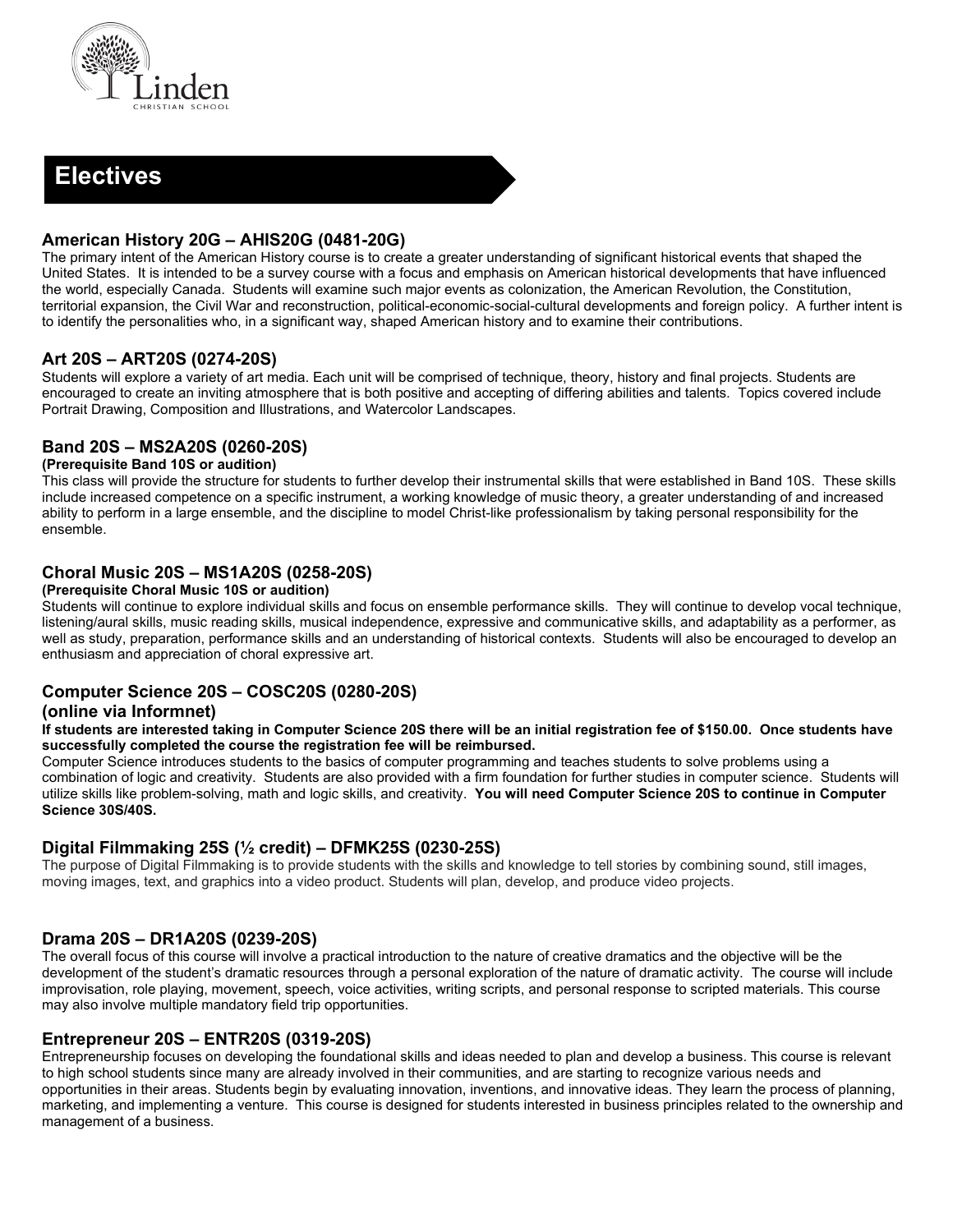# Electives

### American History 20G – AHIS20G (0481-20G)

The primary intent of the American History course is to create a greater understanding of significant historical events that shaped the United States. It is intended to be a survey course with a focus and emphasis on American historical developments that have influenced the world, especially Canada. Students will examine such major events as colonization, the American Revolution, the Constitution, territorial expansion, the Civil War and reconstruction, political-economic-social-cultural developments and foreign policy. A further intent is to identify the personalities who, in a significant way, shaped American history and to examine their contributions.

### Art 20S – ART20S (0274-20S)

Students will explore a variety of art media. Each unit will be comprised of technique, theory, history and final projects. Students are encouraged to create an inviting atmosphere that is both positive and accepting of differing abilities and talents. Topics covered include Portrait Drawing, Composition and Illustrations, and Watercolor Landscapes.

### Band 20S – MS2A20S (0260-20S)

**(Prerequisite Band 10S or audition)**

This class will provide the structure for students to further develop their instrumental skills that were established in Band 10S. These skills include increased competence on a specific instrument, a working knowledge of music theory, a greater understanding of and increased ability to perform in a large ensemble, and the discipline to model Christ-like professionalism by taking personal responsibility for the ensemble.

### Choral Music 20S – MS1A20S (0258-20S)

**(Prerequisite Choral Music 10S or audition)**

Students will continue to explore individual skills and focus on ensemble performance skills. They will continue to develop vocal technique, listening/aural skills, music reading skills, musical independence, expressive and communicative skills, and adaptability as a performer, as well as study, preparation, performance skills and an understanding of historical contexts. Students will also be encouraged to develop an enthusiasm and appreciation of choral expressive art.

### Computer Science 20S – COSC20S (0280-20S)
### (online via Informnet)

**If students are interested taking in Computer Science 20S there will be an initial registration fee of $150.00. Once students have successfully completed the course the registration fee will be reimbursed.**

Computer Science introduces students to the basics of computer programming and teaches students to solve problems using a combination of logic and creativity. Students are also provided with a firm foundation for further studies in computer science. Students will utilize skills like problem-solving, math and logic skills, and creativity. **You will need Computer Science 20S to continue in Computer Science 30S/40S.**

### Digital Filmmaking 25S (½ credit) – DFMK25S (0230-25S)

The purpose of Digital Filmmaking is to provide students with the skills and knowledge to tell stories by combining sound, still images, moving images, text, and graphics into a video product. Students will plan, develop, and produce video projects.

### Drama 20S – DR1A20S (0239-20S)

The overall focus of this course will involve a practical introduction to the nature of creative dramatics and the objective will be the development of the student's dramatic resources through a personal exploration of the nature of dramatic activity. The course will include improvisation, role playing, movement, speech, voice activities, writing scripts, and personal response to scripted materials. This course may also involve multiple mandatory field trip opportunities.

### Entrepreneur 20S – ENTR20S (0319-20S)

Entrepreneurship focuses on developing the foundational skills and ideas needed to plan and develop a business. This course is relevant to high school students since many are already involved in their communities, and are starting to recognize various needs and opportunities in their areas. Students begin by evaluating innovation, inventions, and innovative ideas. They learn the process of planning, marketing, and implementing a venture. This course is designed for students interested in business principles related to the ownership and management of a business.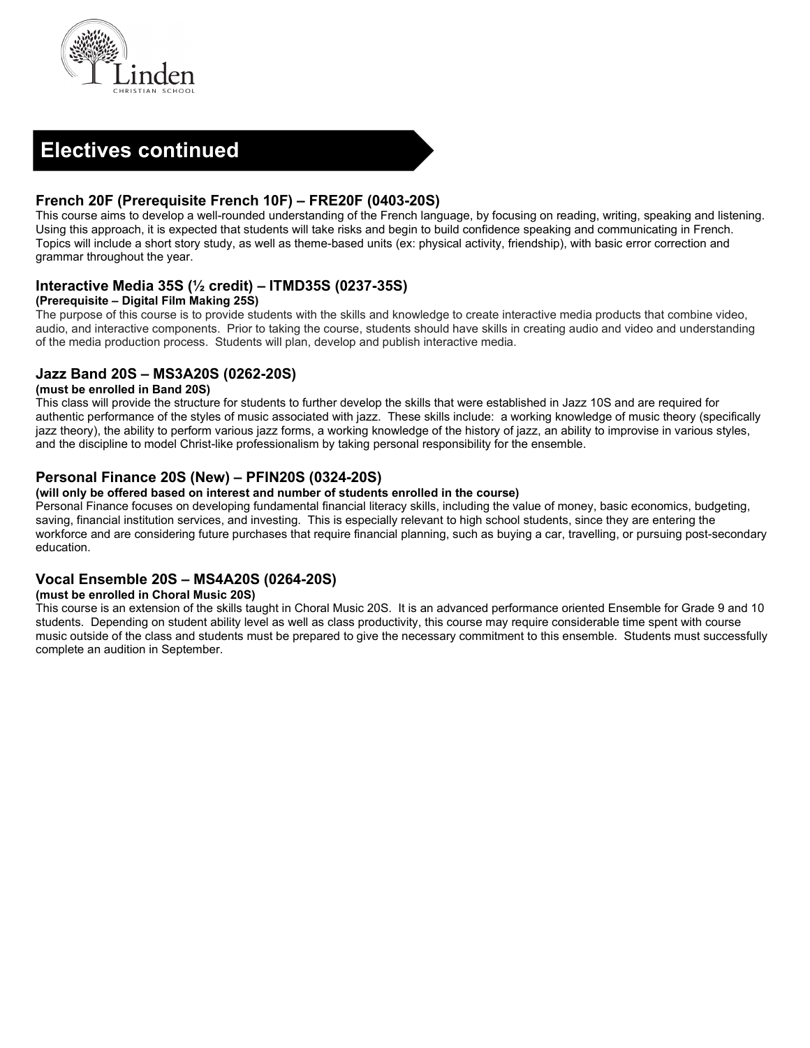## Electives continued

### French 20F (Prerequisite French 10F) – FRE20F (0403-20S)

This course aims to develop a well-rounded understanding of the French language, by focusing on reading, writing, speaking and listening. Using this approach, it is expected that students will take risks and begin to build confidence speaking and communicating in French. Topics will include a short story study, as well as theme-based units (ex: physical activity, friendship), with basic error correction and grammar throughout the year.

### Interactive Media 35S (½ credit) – ITMD35S (0237-35S)

**(Prerequisite – Digital Film Making 25S)**

The purpose of this course is to provide students with the skills and knowledge to create interactive media products that combine video, audio, and interactive components. Prior to taking the course, students should have skills in creating audio and video and understanding of the media production process. Students will plan, develop and publish interactive media.

### Jazz Band 20S – MS3A20S (0262-20S)

**(must be enrolled in Band 20S)**

This class will provide the structure for students to further develop the skills that were established in Jazz 10S and are required for authentic performance of the styles of music associated with jazz. These skills include: a working knowledge of music theory (specifically jazz theory), the ability to perform various jazz forms, a working knowledge of the history of jazz, an ability to improvise in various styles, and the discipline to model Christ-like professionalism by taking personal responsibility for the ensemble.

### Personal Finance 20S (New) – PFIN20S (0324-20S)

**(will only be offered based on interest and number of students enrolled in the course)**

Personal Finance focuses on developing fundamental financial literacy skills, including the value of money, basic economics, budgeting, saving, financial institution services, and investing. This is especially relevant to high school students, since they are entering the workforce and are considering future purchases that require financial planning, such as buying a car, travelling, or pursuing post-secondary education.

### Vocal Ensemble 20S – MS4A20S (0264-20S)

**(must be enrolled in Choral Music 20S)**

This course is an extension of the skills taught in Choral Music 20S. It is an advanced performance oriented Ensemble for Grade 9 and 10 students. Depending on student ability level as well as class productivity, this course may require considerable time spent with course music outside of the class and students must be prepared to give the necessary commitment to this ensemble. Students must successfully complete an audition in September.